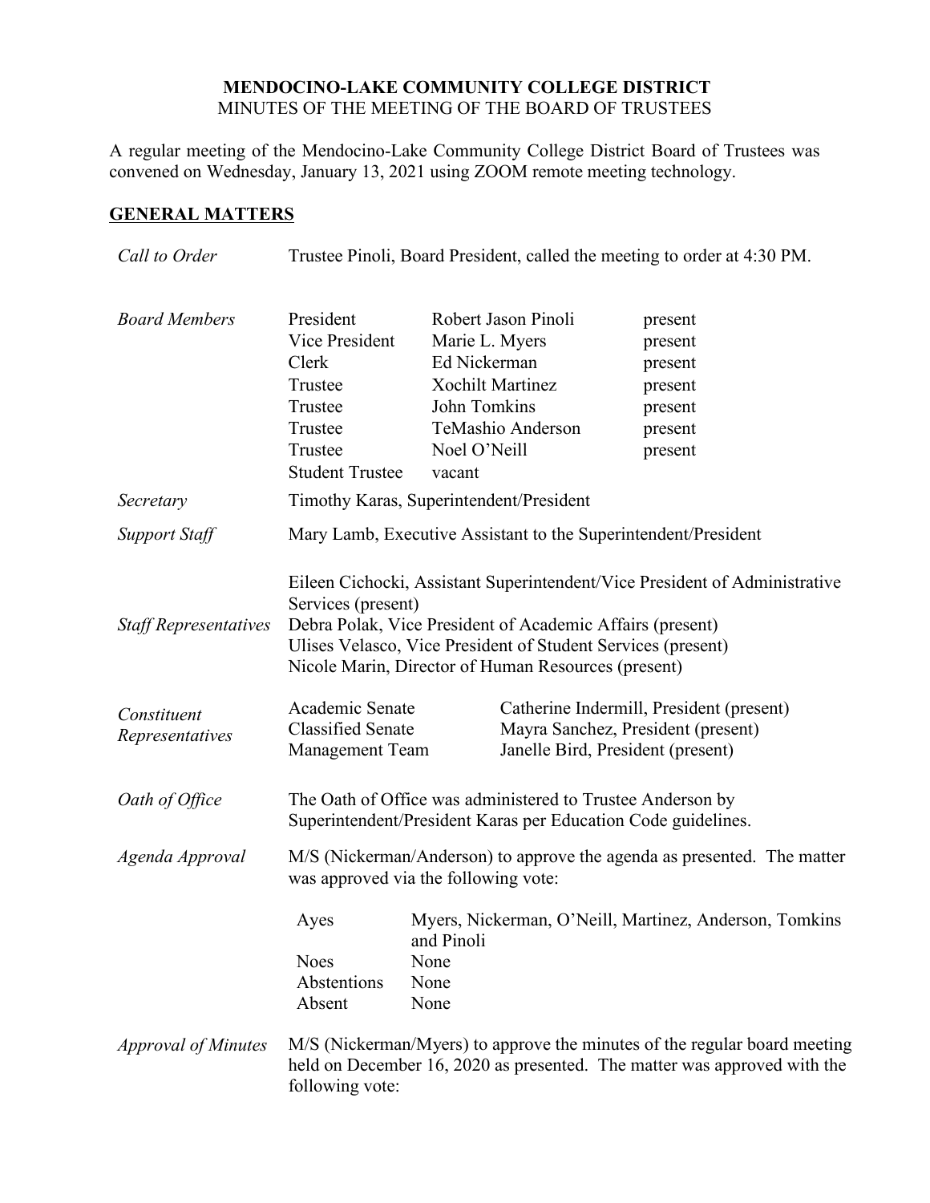# MENDOCINO-LAKE COMMUNITY COLLEGE DISTRICT

MINUTES OF THE MEETING OF THE BOARD OF TRUSTEES

A regular meeting of the Mendocino-Lake Community College District Board of Trustees was convened on Wednesday, January 13, 2021 using ZOOM remote meeting technology.

## GENERAL MATTERS

*Call to Order*

Trustee Pinoli, Board President, called the meeting to order at 4:30 PM.

*Board Members*

| | | |
|---|---|---|
| President | Robert Jason Pinoli | present |
| Vice President | Marie L. Myers | present |
| Clerk | Ed Nickerman | present |
| Trustee | Xochilt Martinez | present |
| Trustee | John Tomkins | present |
| Trustee | TeMashio Anderson | present |
| Trustee | Noel O'Neill | present |
| Student Trustee | vacant | |

*Secretary*

Timothy Karas, Superintendent/President

*Support Staff*

Mary Lamb, Executive Assistant to the Superintendent/President

*Staff Representatives*

Eileen Cichocki, Assistant Superintendent/Vice President of Administrative Services (present)
Debra Polak, Vice President of Academic Affairs (present)
Ulises Velasco, Vice President of Student Services (present)
Nicole Marin, Director of Human Resources (present)

*Constituent Representatives*

| | |
|---|---|
| Academic Senate | Catherine Indermill, President (present) |
| Classified Senate | Mayra Sanchez, President (present) |
| Management Team | Janelle Bird, President (present) |

*Oath of Office*

The Oath of Office was administered to Trustee Anderson by Superintendent/President Karas per Education Code guidelines.

*Agenda Approval*

M/S (Nickerman/Anderson) to approve the agenda as presented. The matter was approved via the following vote:

| | |
|---|---|
| Ayes | Myers, Nickerman, O'Neill, Martinez, Anderson, Tomkins and Pinoli |
| Noes | None |
| Abstentions | None |
| Absent | None |

*Approval of Minutes*

M/S (Nickerman/Myers) to approve the minutes of the regular board meeting held on December 16, 2020 as presented. The matter was approved with the following vote: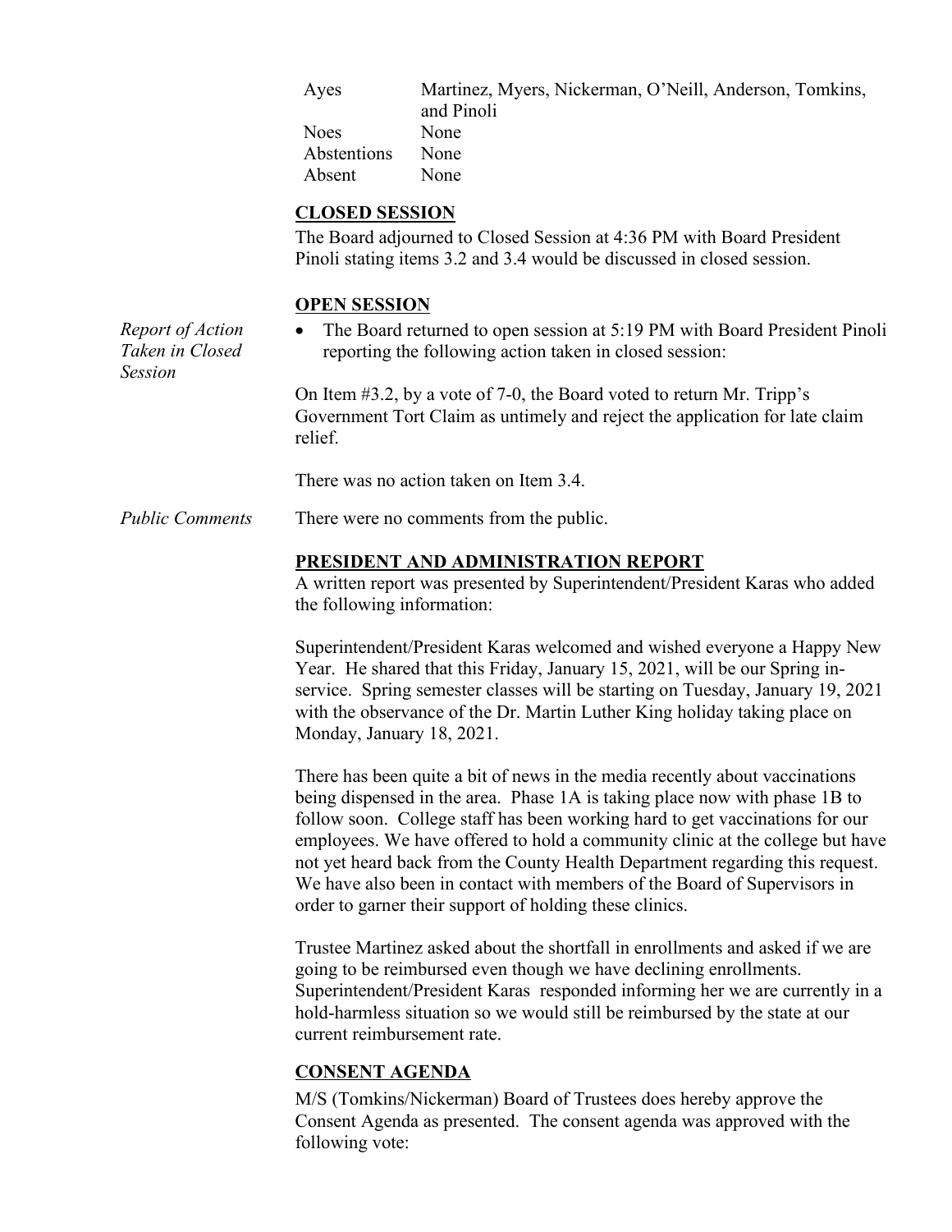| | |
|---|---|
| Ayes | Martinez, Myers, Nickerman, O'Neill, Anderson, Tomkins, and Pinoli |
| Noes | None |
| Abstentions | None |
| Absent | None |

**CLOSED SESSION**

The Board adjourned to Closed Session at 4:36 PM with Board President Pinoli stating items 3.2 and 3.4 would be discussed in closed session.

**OPEN SESSION**

*Report of Action Taken in Closed Session*

- The Board returned to open session at 5:19 PM with Board President Pinoli reporting the following action taken in closed session:

On Item #3.2, by a vote of 7-0, the Board voted to return Mr. Tripp's Government Tort Claim as untimely and reject the application for late claim relief.

There was no action taken on Item 3.4.

*Public Comments*

There were no comments from the public.

**PRESIDENT AND ADMINISTRATION REPORT**

A written report was presented by Superintendent/President Karas who added the following information:

Superintendent/President Karas welcomed and wished everyone a Happy New Year. He shared that this Friday, January 15, 2021, will be our Spring in-service. Spring semester classes will be starting on Tuesday, January 19, 2021 with the observance of the Dr. Martin Luther King holiday taking place on Monday, January 18, 2021.

There has been quite a bit of news in the media recently about vaccinations being dispensed in the area. Phase 1A is taking place now with phase 1B to follow soon. College staff has been working hard to get vaccinations for our employees. We have offered to hold a community clinic at the college but have not yet heard back from the County Health Department regarding this request. We have also been in contact with members of the Board of Supervisors in order to garner their support of holding these clinics.

Trustee Martinez asked about the shortfall in enrollments and asked if we are going to be reimbursed even though we have declining enrollments. Superintendent/President Karas responded informing her we are currently in a hold-harmless situation so we would still be reimbursed by the state at our current reimbursement rate.

**CONSENT AGENDA**

M/S (Tomkins/Nickerman) Board of Trustees does hereby approve the Consent Agenda as presented. The consent agenda was approved with the following vote: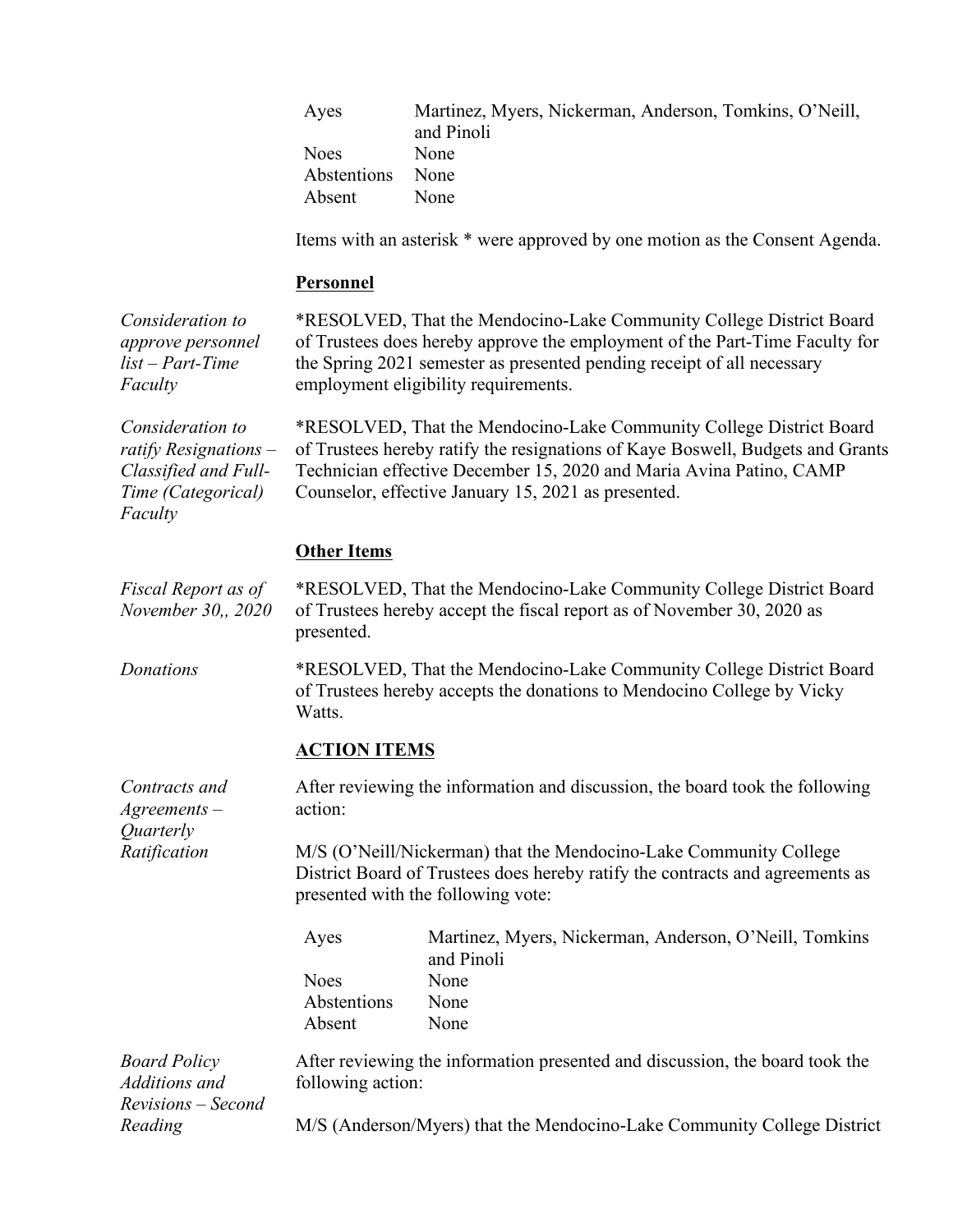| | |
|---|---|
| Ayes | Martinez, Myers, Nickerman, Anderson, Tomkins, O'Neill, and Pinoli |
| Noes | None |
| Abstentions | None |
| Absent | None |

Items with an asterisk * were approved by one motion as the Consent Agenda.

**Personnel**

*Consideration to approve personnel list – Part-Time Faculty*

*RESOLVED, That the Mendocino-Lake Community College District Board of Trustees does hereby approve the employment of the Part-Time Faculty for the Spring 2021 semester as presented pending receipt of all necessary employment eligibility requirements.

*Consideration to ratify Resignations – Classified and Full-Time (Categorical) Faculty*

*RESOLVED, That the Mendocino-Lake Community College District Board of Trustees hereby ratify the resignations of Kaye Boswell, Budgets and Grants Technician effective December 15, 2020 and Maria Avina Patino, CAMP Counselor, effective January 15, 2021 as presented.

**Other Items**

*Fiscal Report as of November 30,, 2020*

*RESOLVED, That the Mendocino-Lake Community College District Board of Trustees hereby accept the fiscal report as of November 30, 2020 as presented.

*Donations*

*RESOLVED, That the Mendocino-Lake Community College District Board of Trustees hereby accepts the donations to Mendocino College by Vicky Watts.

**ACTION ITEMS**

*Contracts and Agreements – Quarterly Ratification*

After reviewing the information and discussion, the board took the following action:

M/S (O'Neill/Nickerman) that the Mendocino-Lake Community College District Board of Trustees does hereby ratify the contracts and agreements as presented with the following vote:

| | |
|---|---|
| Ayes | Martinez, Myers, Nickerman, Anderson, O'Neill, Tomkins and Pinoli |
| Noes | None |
| Abstentions | None |
| Absent | None |

*Board Policy Additions and Revisions – Second Reading*

After reviewing the information presented and discussion, the board took the following action:

M/S (Anderson/Myers) that the Mendocino-Lake Community College District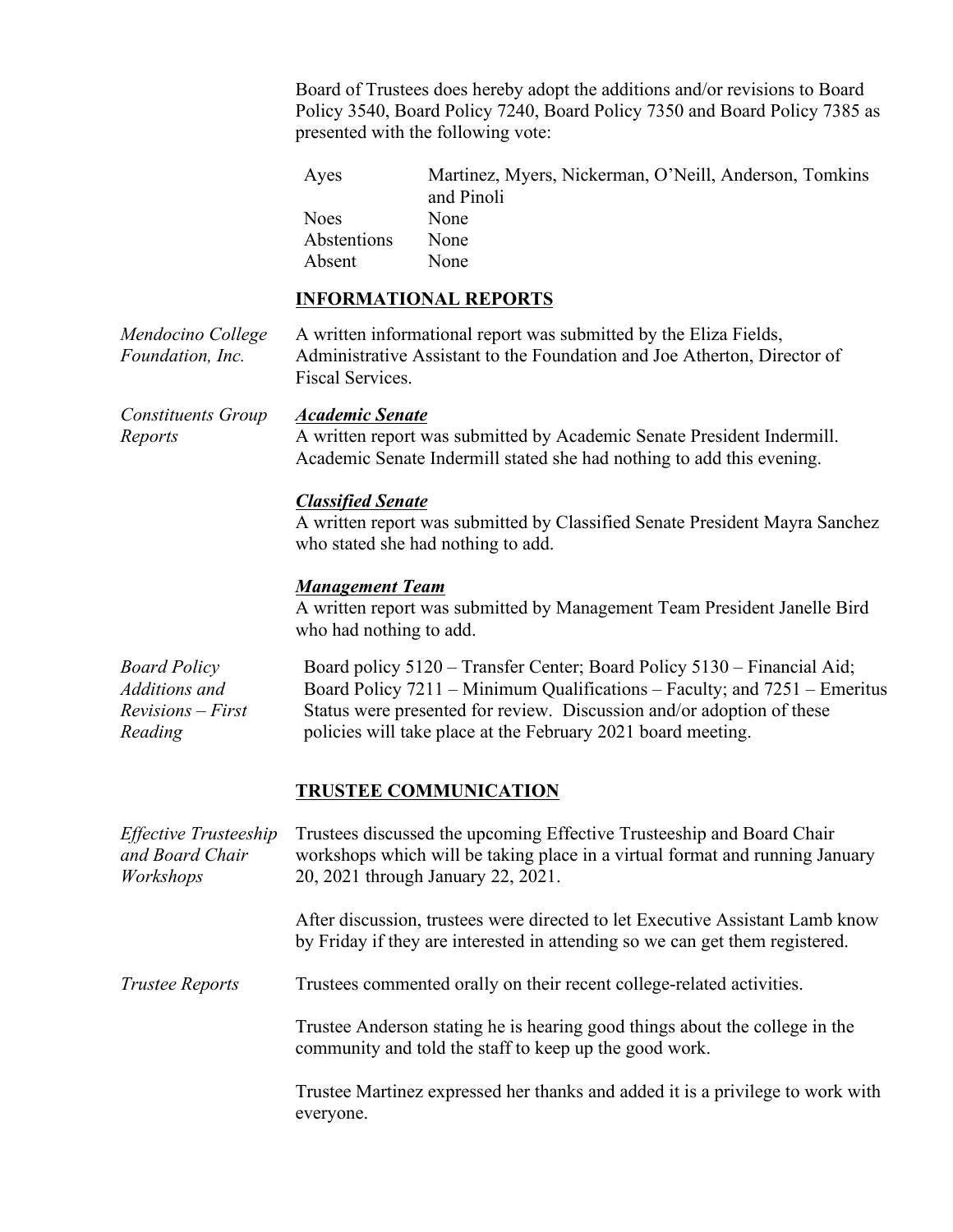Board of Trustees does hereby adopt the additions and/or revisions to Board Policy 3540, Board Policy 7240, Board Policy 7350 and Board Policy 7385 as presented with the following vote:

| | |
|---|---|
| Ayes | Martinez, Myers, Nickerman, O'Neill, Anderson, Tomkins and Pinoli |
| Noes | None |
| Abstentions | None |
| Absent | None |

## INFORMATIONAL REPORTS

*Mendocino College Foundation, Inc.*

A written informational report was submitted by the Eliza Fields, Administrative Assistant to the Foundation and Joe Atherton, Director of Fiscal Services.

*Constituents Group Reports*

***Academic Senate***

A written report was submitted by Academic Senate President Indermill. Academic Senate Indermill stated she had nothing to add this evening.

***Classified Senate***

A written report was submitted by Classified Senate President Mayra Sanchez who stated she had nothing to add.

***Management Team***

A written report was submitted by Management Team President Janelle Bird who had nothing to add.

*Board Policy Additions and Revisions – First Reading*

Board policy 5120 – Transfer Center; Board Policy 5130 – Financial Aid; Board Policy 7211 – Minimum Qualifications – Faculty; and 7251 – Emeritus Status were presented for review. Discussion and/or adoption of these policies will take place at the February 2021 board meeting.

## TRUSTEE COMMUNICATION

*Effective Trusteeship and Board Chair Workshops*

Trustees discussed the upcoming Effective Trusteeship and Board Chair workshops which will be taking place in a virtual format and running January 20, 2021 through January 22, 2021.

After discussion, trustees were directed to let Executive Assistant Lamb know by Friday if they are interested in attending so we can get them registered.

*Trustee Reports*

Trustees commented orally on their recent college-related activities.

Trustee Anderson stating he is hearing good things about the college in the community and told the staff to keep up the good work.

Trustee Martinez expressed her thanks and added it is a privilege to work with everyone.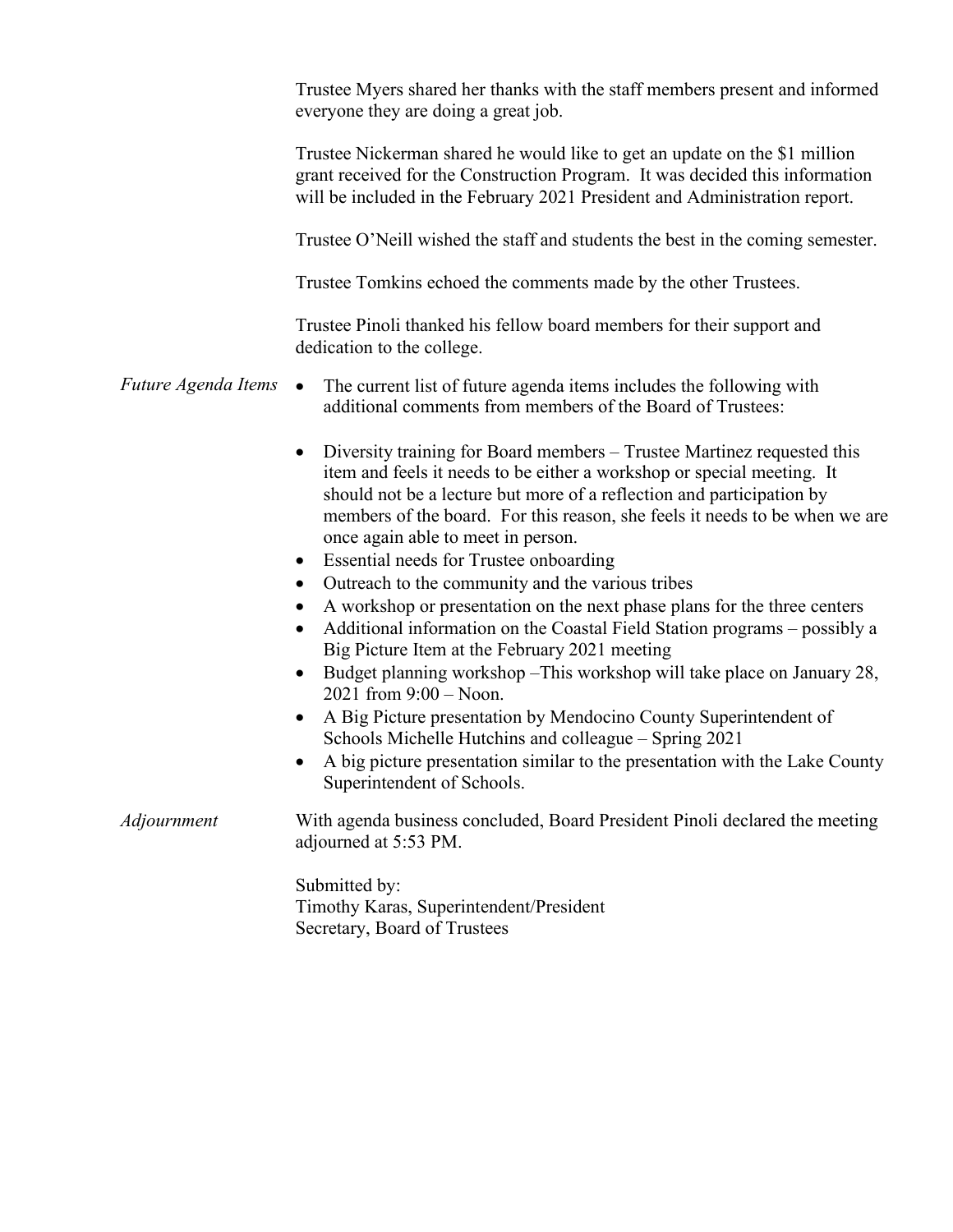Trustee Myers shared her thanks with the staff members present and informed everyone they are doing a great job.

Trustee Nickerman shared he would like to get an update on the $1 million grant received for the Construction Program. It was decided this information will be included in the February 2021 President and Administration report.

Trustee O'Neill wished the staff and students the best in the coming semester.

Trustee Tomkins echoed the comments made by the other Trustees.

Trustee Pinoli thanked his fellow board members for their support and dedication to the college.

*Future Agenda Items*

- The current list of future agenda items includes the following with additional comments from members of the Board of Trustees:

- Diversity training for Board members – Trustee Martinez requested this item and feels it needs to be either a workshop or special meeting. It should not be a lecture but more of a reflection and participation by members of the board. For this reason, she feels it needs to be when we are once again able to meet in person.
- Essential needs for Trustee onboarding
- Outreach to the community and the various tribes
- A workshop or presentation on the next phase plans for the three centers
- Additional information on the Coastal Field Station programs – possibly a Big Picture Item at the February 2021 meeting
- Budget planning workshop –This workshop will take place on January 28, 2021 from 9:00 – Noon.
- A Big Picture presentation by Mendocino County Superintendent of Schools Michelle Hutchins and colleague – Spring 2021
- A big picture presentation similar to the presentation with the Lake County Superintendent of Schools.

*Adjournment*

With agenda business concluded, Board President Pinoli declared the meeting adjourned at 5:53 PM.

Submitted by:
Timothy Karas, Superintendent/President
Secretary, Board of Trustees